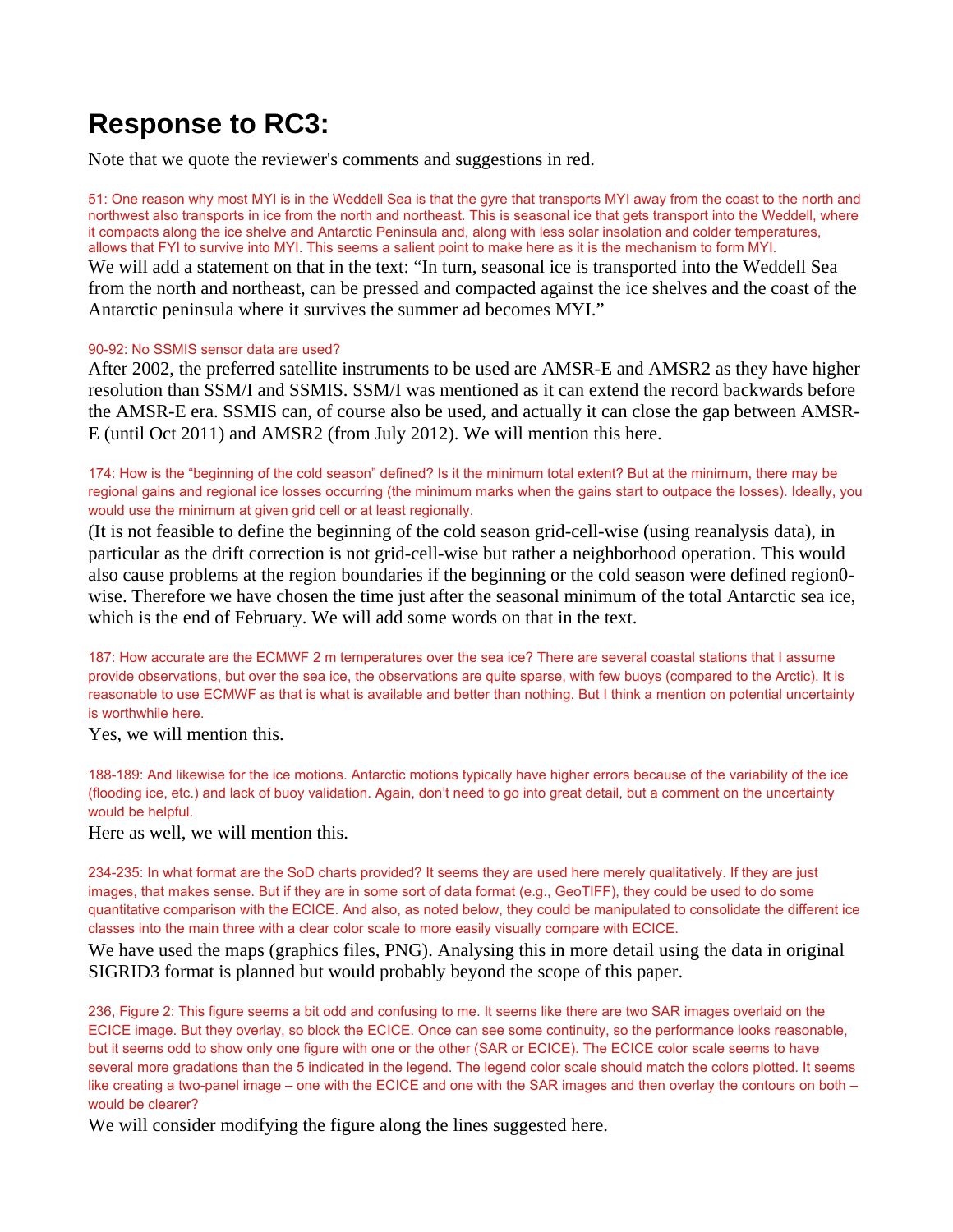# Response to RC3:

Note that we quote the reviewer's comments and suggestions in red.

51: One reason why most MYI is in the Weddell Sea is that the gyre that transports MYI away from the coast to the north and northwest also transports in ice from the north and northeast. This is seasonal ice that gets transport into the Weddell, where it compacts along the ice shelve and Antarctic Peninsula and, along with less solar insolation and colder temperatures, allows that FYI to survive into MYI. This seems a salient point to make here as it is the mechanism to form MYI.

We will add a statement on that in the text: "In turn, seasonal ice is transported into the Weddell Sea from the north and northeast, can be pressed and compacted against the ice shelves and the coast of the Antarctic peninsula where it survives the summer ad becomes MYI."

90-92: No SSMIS sensor data are used?

After 2002, the preferred satellite instruments to be used are AMSR-E and AMSR2 as they have higher resolution than SSM/I and SSMIS. SSM/I was mentioned as it can extend the record backwards before the AMSR-E era. SSMIS can, of course also be used, and actually it can close the gap between AMSR-E (until Oct 2011) and AMSR2 (from July 2012). We will mention this here.

174: How is the "beginning of the cold season" defined? Is it the minimum total extent? But at the minimum, there may be regional gains and regional ice losses occurring (the minimum marks when the gains start to outpace the losses). Ideally, you would use the minimum at given grid cell or at least regionally.

(It is not feasible to define the beginning of the cold season grid-cell-wise (using reanalysis data), in particular as the drift correction is not grid-cell-wise but rather a neighborhood operation. This would also cause problems at the region boundaries if the beginning or the cold season were defined region0-wise. Therefore we have chosen the time just after the seasonal minimum of the total Antarctic sea ice, which is the end of February. We will add some words on that in the text.

187: How accurate are the ECMWF 2 m temperatures over the sea ice? There are several coastal stations that I assume provide observations, but over the sea ice, the observations are quite sparse, with few buoys (compared to the Arctic). It is reasonable to use ECMWF as that is what is available and better than nothing. But I think a mention on potential uncertainty is worthwhile here.

Yes, we will mention this.

188-189: And likewise for the ice motions. Antarctic motions typically have higher errors because of the variability of the ice (flooding ice, etc.) and lack of buoy validation. Again, don't need to go into great detail, but a comment on the uncertainty would be helpful.

Here as well, we will mention this.

234-235: In what format are the SoD charts provided? It seems they are used here merely qualitatively. If they are just images, that makes sense. But if they are in some sort of data format (e.g., GeoTIFF), they could be used to do some quantitative comparison with the ECICE. And also, as noted below, they could be manipulated to consolidate the different ice classes into the main three with a clear color scale to more easily visually compare with ECICE.

We have used the maps (graphics files, PNG). Analysing this in more detail using the data in original SIGRID3 format is planned but would probably beyond the scope of this paper.

236, Figure 2: This figure seems a bit odd and confusing to me. It seems like there are two SAR images overlaid on the ECICE image. But they overlay, so block the ECICE. Once can see some continuity, so the performance looks reasonable, but it seems odd to show only one figure with one or the other (SAR or ECICE). The ECICE color scale seems to have several more gradations than the 5 indicated in the legend. The legend color scale should match the colors plotted. It seems like creating a two-panel image – one with the ECICE and one with the SAR images and then overlay the contours on both – would be clearer?

We will consider modifying the figure along the lines suggested here.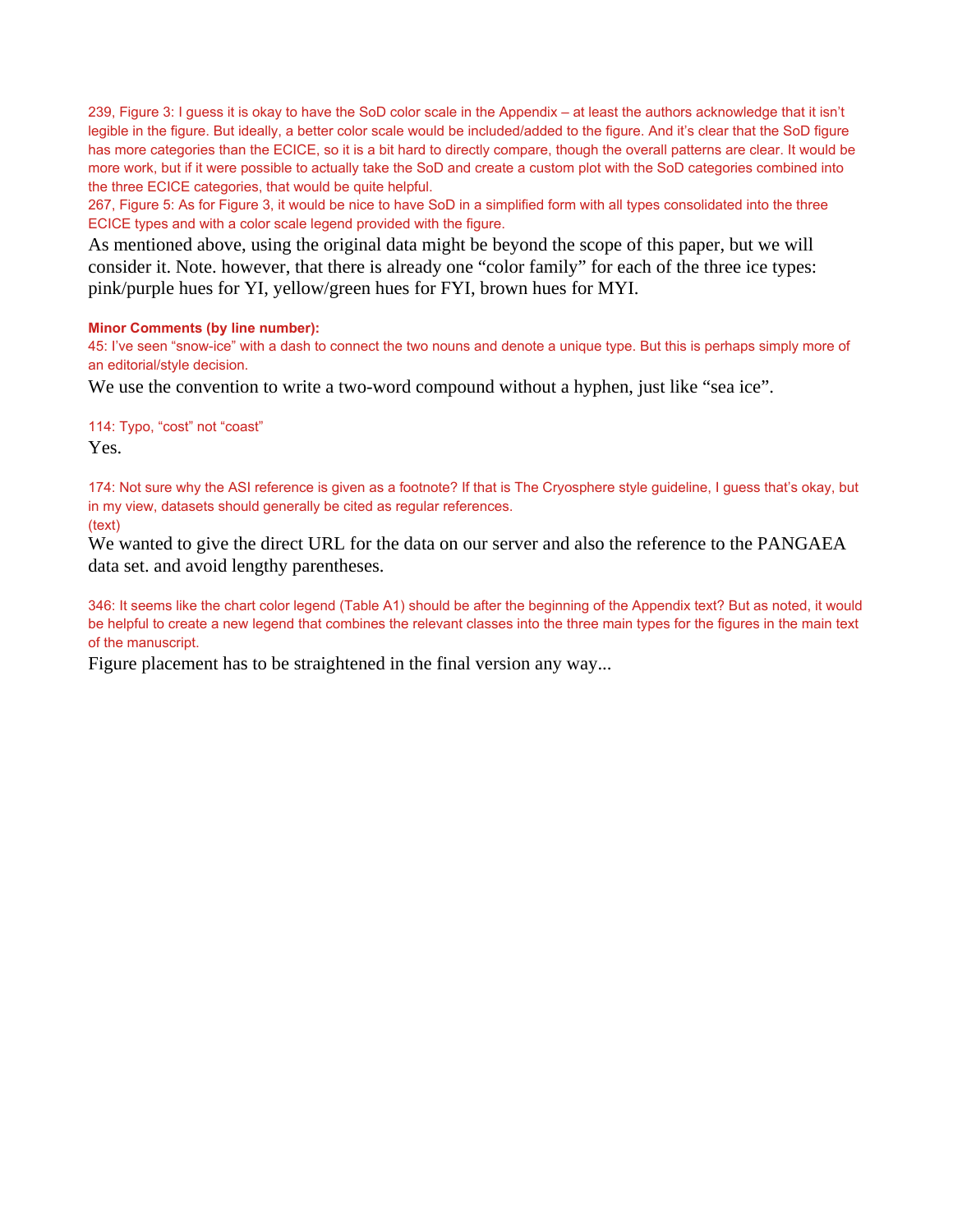239, Figure 3: I guess it is okay to have the SoD color scale in the Appendix – at least the authors acknowledge that it isn't legible in the figure. But ideally, a better color scale would be included/added to the figure. And it's clear that the SoD figure has more categories than the ECICE, so it is a bit hard to directly compare, though the overall patterns are clear. It would be more work, but if it were possible to actually take the SoD and create a custom plot with the SoD categories combined into the three ECICE categories, that would be quite helpful.

267, Figure 5: As for Figure 3, it would be nice to have SoD in a simplified form with all types consolidated into the three ECICE types and with a color scale legend provided with the figure.

As mentioned above, using the original data might be beyond the scope of this paper, but we will consider it. Note. however, that there is already one "color family" for each of the three ice types: pink/purple hues for YI, yellow/green hues for FYI, brown hues for MYI.

**Minor Comments (by line number):**

45: I've seen "snow-ice" with a dash to connect the two nouns and denote a unique type. But this is perhaps simply more of an editorial/style decision.

We use the convention to write a two-word compound without a hyphen, just like "sea ice".

114: Typo, "cost" not "coast"

Yes.

174: Not sure why the ASI reference is given as a footnote? If that is The Cryosphere style guideline, I guess that's okay, but in my view, datasets should generally be cited as regular references.
(text)

We wanted to give the direct URL for the data on our server and also the reference to the PANGAEA data set. and avoid lengthy parentheses.

346: It seems like the chart color legend (Table A1) should be after the beginning of the Appendix text? But as noted, it would be helpful to create a new legend that combines the relevant classes into the three main types for the figures in the main text of the manuscript.

Figure placement has to be straightened in the final version any way...